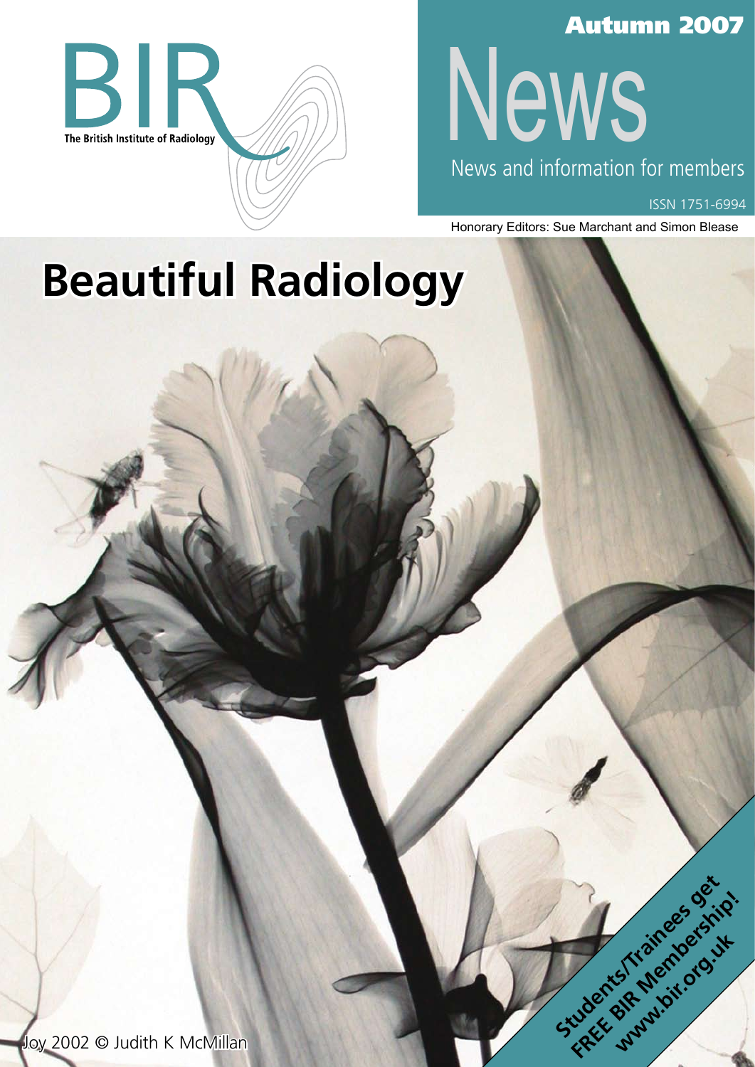BIR

The British Institute of Radiology

# Autumn 2007

# News

News and information for members

ISSN 1751-6994

Honorary Editors: Sue Marchant and Simon Blease

# Beautiful Radiology

Joy 2002 © Judith K McMillan

Students/Trainees get FREE BIR Membership! www.bir.org.uk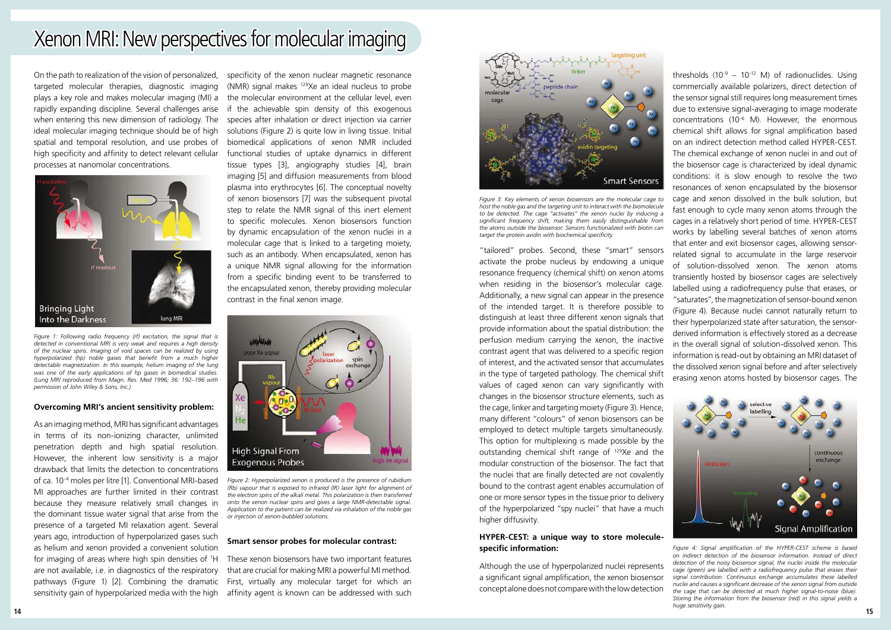# Xenon MRI: New perspectives for molecular imaging

On the path to realization of the vision of personalized, targeted molecular therapies, diagnostic imaging plays a key role and makes molecular imaging (MI) a rapidly expanding discipline. Several challenges arise when entering this new dimension of radiology. The ideal molecular imaging technique should be of high spatial and temporal resolution, and use probes of high specificity and affinity to detect relevant cellular processes at nanomolar concentrations.

*Figure 1: Following radio frequency (rf) excitation, the signal that is detected in conventional MRI is very weak and requires a high density of the nuclear spins. Imaging of void spaces can be realized by using hyperpolarized (hp) noble gases that benefit from a much higher detectable magnetization. In this example, helium imaging of the lung was one of the early applications of hp gases in biomedical studies. (Lung MRI reproduced from Magn. Res. Med 1996; 36: 192–196 with permission of John Wiley & Sons, Inc.)*

#### Overcoming MRI's ancient sensitivity problem:

As an imaging method, MRI has significant advantages in terms of its non-ionizing character, unlimited penetration depth and high spatial resolution. However, the inherent low sensitivity is a major drawback that limits the detection to concentrations of ca. $10^{-4}$ moles per litre [1]. Conventional MRI-based MI approaches are further limited in their contrast because they measure relatively small changes in the dominant tissue water signal that arise from the presence of a targeted MI relaxation agent. Several years ago, introduction of hyperpolarized gases such as helium and xenon provided a convenient solution for imaging of areas where high spin densities of $^{1}$H are not available, i.e. in diagnostics of the respiratory pathways (Figure 1) [2]. Combining the dramatic sensitivity gain of hyperpolarized media with the high specificity of the xenon nuclear magnetic resonance (NMR) signal makes $^{129}$Xe an ideal nucleus to probe the molecular environment at the cellular level, even if the achievable spin density of this exogenous species after inhalation or direct injection via carrier solutions (Figure 2) is quite low in living tissue. Initial biomedical applications of xenon NMR included functional studies of uptake dynamics in different tissue types [3], angiography studies [4], brain imaging [5] and diffusion measurements from blood plasma into erythrocytes [6]. The conceptual novelty of xenon biosensors [7] was the subsequent pivotal step to relate the NMR signal of this inert element to specific molecules. Xenon biosensors function by dynamic encapsulation of the xenon nuclei in a molecular cage that is linked to a targeting moiety, such as an antibody. When encapsulated, xenon has a unique NMR signal allowing for the information from a specific binding event to be transferred to the encapsulated xenon, thereby providing molecular contrast in the final xenon image.

*Figure 2: Hyperpolarized xenon is produced is the presence of rubidium (Rb) vapour that is exposed to infrared (IR) laser light for alignment of the electron spins of the alkali metal. This polarization is then transferred onto the xenon nuclear spins and gives a large NMR-detectable signal. Application to the patient can be realized via inhalation of the noble gas or injection of xenon-bubbled solutions.*

#### Smart sensor probes for molecular contrast:

These xenon biosensors have two important features that are crucial for making MRI a powerful MI method. First, virtually any molecular target for which an affinity agent is known can be addressed with such "tailored" probes. Second, these "smart" sensors activate the probe nucleus by endowing a unique resonance frequency (chemical shift) on xenon atoms when residing in the biosensor's molecular cage. Additionally, a new signal can appear in the presence of the intended target. It is therefore possible to distinguish at least three different xenon signals that provide information about the spatial distribution: the perfusion medium carrying the xenon, the inactive contrast agent that was delivered to a specific region of interest, and the activated sensor that accumulates in the type of targeted pathology. The chemical shift values of caged xenon can vary significantly with changes in the biosensor structure elements, such as the cage, linker and targeting moiety (Figure 3). Hence, many different "colours" of xenon biosensors can be employed to detect multiple targets simultaneously. This option for multiplexing is made possible by the outstanding chemical shift range of $^{129}$Xe and the modular construction of the biosensor. The fact that the nuclei that are finally detected are not covalently bound to the contrast agent enables accumulation of one or more sensor types in the tissue prior to delivery of the hyperpolarized "spy nuclei" that have a much higher diffusivity.

*Figure 3: Key elements of xenon biosensors are the molecular cage to host the noble gas and the targeting unit to interact with the biomolecule to be detected. The cage "activates" the xenon nuclei by inducing a significant frequency shift, making them easily distinguishable from the atoms outside the biosensor. Sensors functionalized with biotin can target the protein avidin with biochemical specificity.*

#### HYPER-CEST: a unique way to store molecule-specific information:

Although the use of hyperpolarized nuclei represents a significant signal amplification, the xenon biosensor concept alone does not compare with the low detection thresholds ($10^{-9}$ – $10^{-12}$ M) of radionuclides. Using commercially available polarizers, direct detection of the sensor signal still requires long measurement times due to extensive signal-averaging to image moderate concentrations ($10^{-6}$ M). However, the enormous chemical shift allows for signal amplification based on an indirect detection method called HYPER-CEST. The chemical exchange of xenon nuclei in and out of the biosensor cage is characterized by ideal dynamic conditions: it is slow enough to resolve the two resonances of xenon encapsulated by the biosensor cage and xenon dissolved in the bulk solution, but fast enough to cycle many xenon atoms through the cages in a relatively short period of time. HYPER-CEST works by labelling several batches of xenon atoms that enter and exit biosensor cages, allowing sensor-related signal to accumulate in the large reservoir of solution-dissolved xenon. The xenon atoms transiently hosted by biosensor cages are selectively labelled using a radiofrequency pulse that erases, or "saturates", the magnetization of sensor-bound xenon (Figure 4). Because nuclei cannot naturally return to their hyperpolarized state after saturation, the sensor-derived information is effectively stored as a decrease in the overall signal of solution-dissolved xenon. This information is read-out by obtaining an MRI dataset of the dissolved xenon signal before and after selectively erasing xenon atoms hosted by biosensor cages. The

*Figure 4: Signal amplification of the HYPER-CEST scheme is based on indirect detection of the biosensor information. Instead of direct detection of the noisy biosensor signal, the nuclei inside the molecular cage (green) are labelled with a radiofrequency pulse that erases their signal contribution. Continuous exchange accumulates these labelled nuclei and causes a significant decrease of the xenon signal from outside the cage that can be detected at much higher signal-to-noise (blue). Storing the information from the biosensor (red) in this signal yields a huge sensitivity gain.*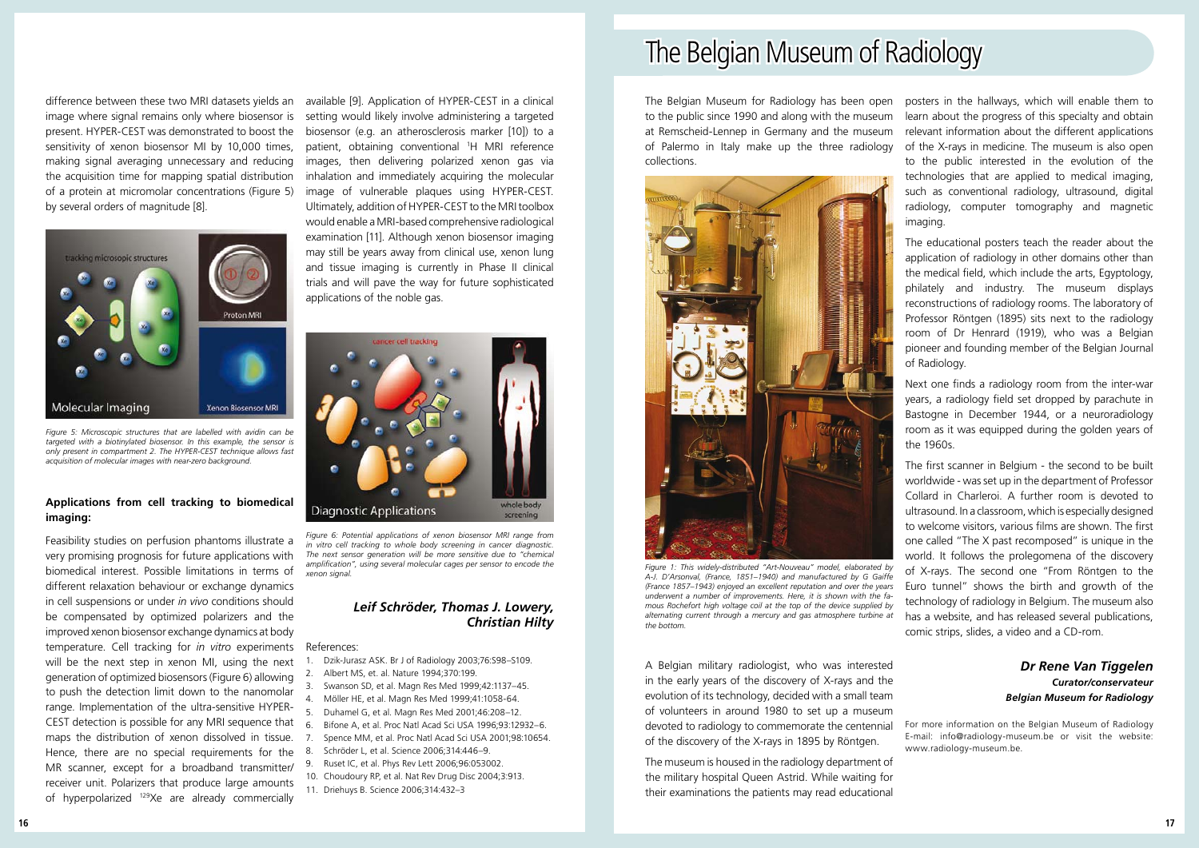difference between these two MRI datasets yields an image where signal remains only where biosensor is present. HYPER-CEST was demonstrated to boost the sensitivity of xenon biosensor MI by 10,000 times, making signal averaging unnecessary and reducing the acquisition time for mapping spatial distribution of a protein at micromolar concentrations (Figure 5) by several orders of magnitude [8].

tracking microsopic structures

Proton MRI

Molecular Imaging

Xenon Biosensor MRI

*Figure 5: Microscopic structures that are labelled with avidin can be targeted with a biotinylated biosensor. In this example, the sensor is only present in compartment 2. The HYPER-CEST technique allows fast acquisition of molecular images with near-zero background.*

### Applications from cell tracking to biomedical imaging:

Feasibility studies on perfusion phantoms illustrate a very promising prognosis for future applications with biomedical interest. Possible limitations in terms of different relaxation behaviour or exchange dynamics in cell suspensions or under *in vivo* conditions should be compensated by optimized polarizers and the improved xenon biosensor exchange dynamics at body temperature. Cell tracking for *in vitro* experiments will be the next step in xenon MI, using the next generation of optimized biosensors (Figure 6) allowing to push the detection limit down to the nanomolar range. Implementation of the ultra-sensitive HYPER-CEST detection is possible for any MRI sequence that maps the distribution of xenon dissolved in tissue. Hence, there are no special requirements for the MR scanner, except for a broadband transmitter/receiver unit. Polarizers that produce large amounts of hyperpolarized $^{129}$Xe are already commercially available [9]. Application of HYPER-CEST in a clinical setting would likely involve administering a targeted biosensor (e.g. an atherosclerosis marker [10]) to a patient, obtaining conventional $^{1}$H MRI reference images, then delivering polarized xenon gas via inhalation and immediately acquiring the molecular image of vulnerable plaques using HYPER-CEST. Ultimately, addition of HYPER-CEST to the MRI toolbox would enable a MRI-based comprehensive radiological examination [11]. Although xenon biosensor imaging may still be years away from clinical use, xenon lung and tissue imaging is currently in Phase II clinical trials and will pave the way for future sophisticated applications of the noble gas.

cancer cell tracking

Diagnostic Applications

whole body screening

*Figure 6: Potential applications of xenon biosensor MRI range from in vitro cell tracking to whole body screening in cancer diagnostic. The next sensor generation will be more sensitive due to "chemical amplification", using several molecular cages per sensor to encode the xenon signal.*

***Leif Schröder, Thomas J. Lowery, Christian Hilty***

References:

1. Dzik-Jurasz ASK. Br J of Radiology 2003;76:S98–S109.
2. Albert MS, et. al. Nature 1994;370:199.
3. Swanson SD, et al. Magn Res Med 1999;42:1137–45.
4. Möller HE, et al. Magn Res Med 1999;41:1058-64.
5. Duhamel G, et al. Magn Res Med 2001;46:208–12.
6. Bifone A, et al. Proc Natl Acad Sci USA 1996;93:12932–6.
7. Spence MM, et al. Proc Natl Acad Sci USA 2001;98:10654.
8. Schröder L, et al. Science 2006;314:446–9.
9. Ruset IC, et al. Phys Rev Lett 2006;96:053002.
10. Choudoury RP, et al. Nat Rev Drug Disc 2004;3:913.
11. Driehuys B. Science 2006;314:432–3

# The Belgian Museum of Radiology

The Belgian Museum for Radiology has been open to the public since 1990 and along with the museum at Remscheid-Lennep in Germany and the museum of Palermo in Italy make up the three radiology collections.

*Figure 1: This widely-distributed "Art-Nouveau" model, elaborated by A-J. D'Arsonval, (France, 1851–1940) and manufactured by G Gaiffe (France 1857–1943) enjoyed an excellent reputation and over the years underwent a number of improvements. Here, it is shown with the famous Rochefort high voltage coil at the top of the device supplied by alternating current through a mercury and gas atmosphere turbine at the bottom.*

A Belgian military radiologist, who was interested in the early years of the discovery of X-rays and the evolution of its technology, decided with a small team of volunteers in around 1980 to set up a museum devoted to radiology to commemorate the centennial of the discovery of the X-rays in 1895 by Röntgen.

The museum is housed in the radiology department of the military hospital Queen Astrid. While waiting for their examinations the patients may read educational posters in the hallways, which will enable them to learn about the progress of this specialty and obtain relevant information about the different applications of the X-rays in medicine. The museum is also open to the public interested in the evolution of the technologies that are applied to medical imaging, such as conventional radiology, ultrasound, digital radiology, computer tomography and magnetic imaging.

The educational posters teach the reader about the application of radiology in other domains other than the medical field, which include the arts, Egyptology, philately and industry. The museum displays reconstructions of radiology rooms. The laboratory of Professor Röntgen (1895) sits next to the radiology room of Dr Henrard (1919), who was a Belgian pioneer and founding member of the Belgian Journal of Radiology.

Next one finds a radiology room from the inter-war years, a radiology field set dropped by parachute in Bastogne in December 1944, or a neuroradiology room as it was equipped during the golden years of the 1960s.

The first scanner in Belgium - the second to be built worldwide - was set up in the department of Professor Collard in Charleroi. A further room is devoted to ultrasound. In a classroom, which is especially designed to welcome visitors, various films are shown. The first one called "The X past recomposed" is unique in the world. It follows the prolegomena of the discovery of X-rays. The second one "From Röntgen to the Euro tunnel" shows the birth and growth of the technology of radiology in Belgium. The museum also has a website, and has released several publications, comic strips, slides, a video and a CD-rom.

***Dr Rene Van Tiggelen***
***Curator/conservateur***
***Belgian Museum for Radiology***

For more information on the Belgian Museum of Radiology E-mail: info@radiology-museum.be or visit the website: www.radiology-museum.be.